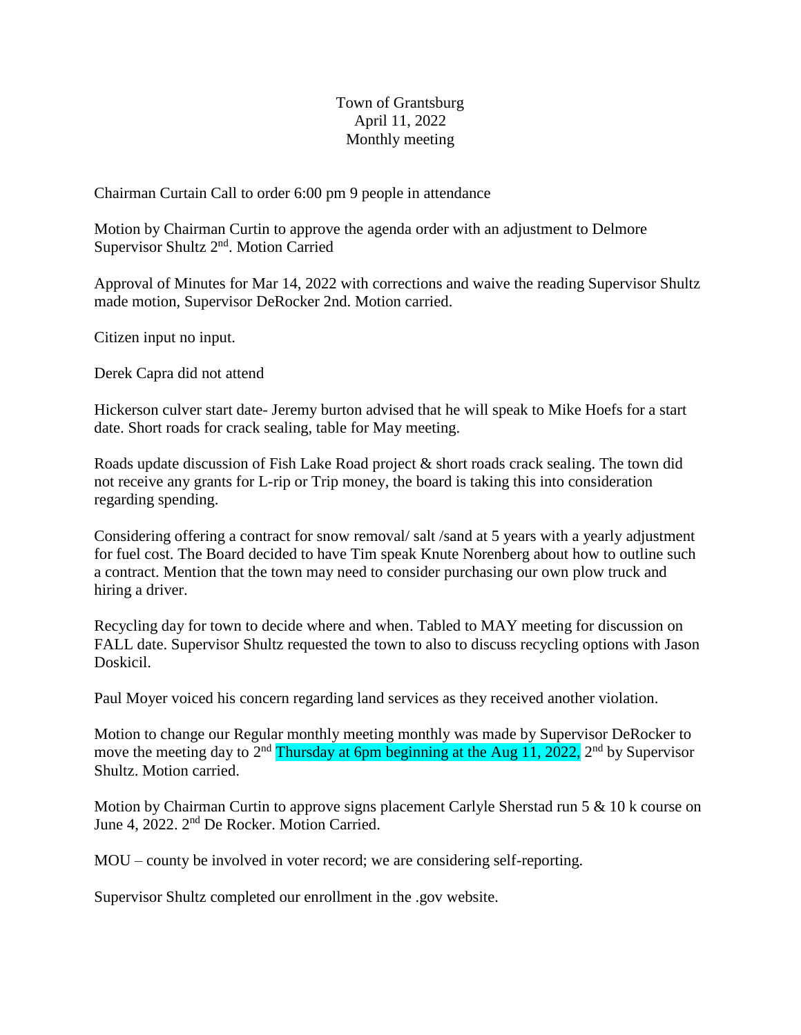Town of Grantsburg
April 11, 2022
Monthly meeting

Chairman Curtain Call to order 6:00 pm 9 people in attendance

Motion by Chairman Curtin to approve the agenda order with an adjustment to Delmore Supervisor Shultz 2nd. Motion Carried

Approval of Minutes for Mar 14, 2022 with corrections and waive the reading Supervisor Shultz made motion, Supervisor DeRocker 2nd. Motion carried.

Citizen input no input.

Derek Capra did not attend

Hickerson culver start date- Jeremy burton advised that he will speak to Mike Hoefs for a start date. Short roads for crack sealing, table for May meeting.

Roads update discussion of Fish Lake Road project & short roads crack sealing. The town did not receive any grants for L-rip or Trip money, the board is taking this into consideration regarding spending.

Considering offering a contract for snow removal/ salt /sand at 5 years with a yearly adjustment for fuel cost. The Board decided to have Tim speak Knute Norenberg about how to outline such a contract. Mention that the town may need to consider purchasing our own plow truck and hiring a driver.

Recycling day for town to decide where and when. Tabled to MAY meeting for discussion on FALL date. Supervisor Shultz requested the town to also to discuss recycling options with Jason Doskicil.

Paul Moyer voiced his concern regarding land services as they received another violation.

Motion to change our Regular monthly meeting monthly was made by Supervisor DeRocker to move the meeting day to 2nd Thursday at 6pm beginning at the Aug 11, 2022, 2nd by Supervisor Shultz. Motion carried.

Motion by Chairman Curtin to approve signs placement Carlyle Sherstad run 5 & 10 k course on June 4, 2022. 2nd De Rocker. Motion Carried.

MOU – county be involved in voter record; we are considering self-reporting.

Supervisor Shultz completed our enrollment in the .gov website.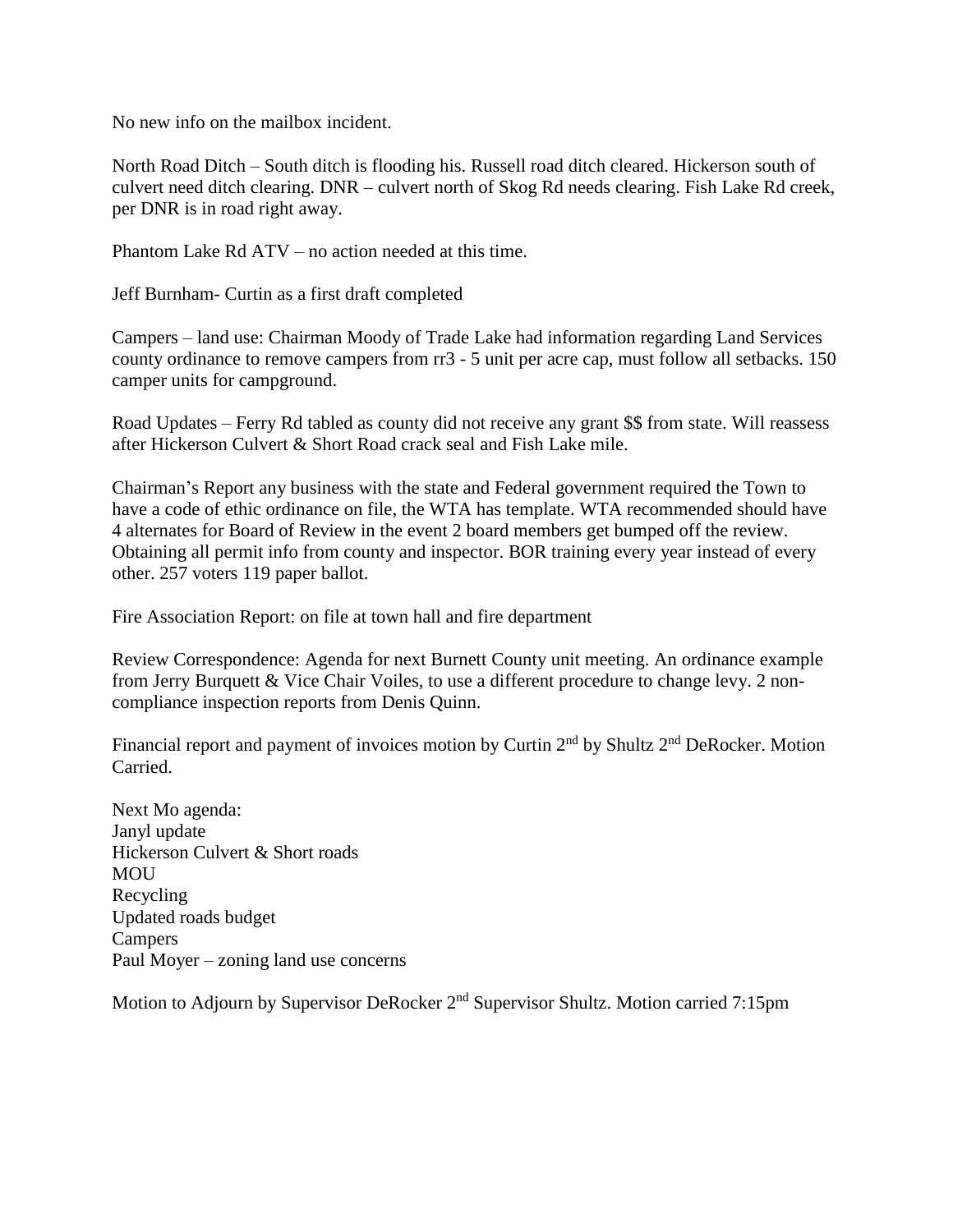No new info on the mailbox incident.

North Road Ditch – South ditch is flooding his. Russell road ditch cleared. Hickerson south of culvert need ditch clearing. DNR – culvert north of Skog Rd needs clearing. Fish Lake Rd creek, per DNR is in road right away.

Phantom Lake Rd ATV – no action needed at this time.

Jeff Burnham- Curtin as a first draft completed

Campers – land use: Chairman Moody of Trade Lake had information regarding Land Services county ordinance to remove campers from rr3 - 5 unit per acre cap, must follow all setbacks. 150 camper units for campground.

Road Updates – Ferry Rd tabled as county did not receive any grant $$ from state. Will reassess after Hickerson Culvert & Short Road crack seal and Fish Lake mile.

Chairman's Report any business with the state and Federal government required the Town to have a code of ethic ordinance on file, the WTA has template. WTA recommended should have 4 alternates for Board of Review in the event 2 board members get bumped off the review. Obtaining all permit info from county and inspector. BOR training every year instead of every other. 257 voters 119 paper ballot.

Fire Association Report: on file at town hall and fire department

Review Correspondence: Agenda for next Burnett County unit meeting. An ordinance example from Jerry Burquett & Vice Chair Voiles, to use a different procedure to change levy. 2 non-compliance inspection reports from Denis Quinn.

Financial report and payment of invoices motion by Curtin 2nd by Shultz 2nd DeRocker. Motion Carried.

Next Mo agenda:
Janyl update
Hickerson Culvert & Short roads
MOU
Recycling
Updated roads budget
Campers
Paul Moyer – zoning land use concerns

Motion to Adjourn by Supervisor DeRocker 2nd Supervisor Shultz. Motion carried 7:15pm